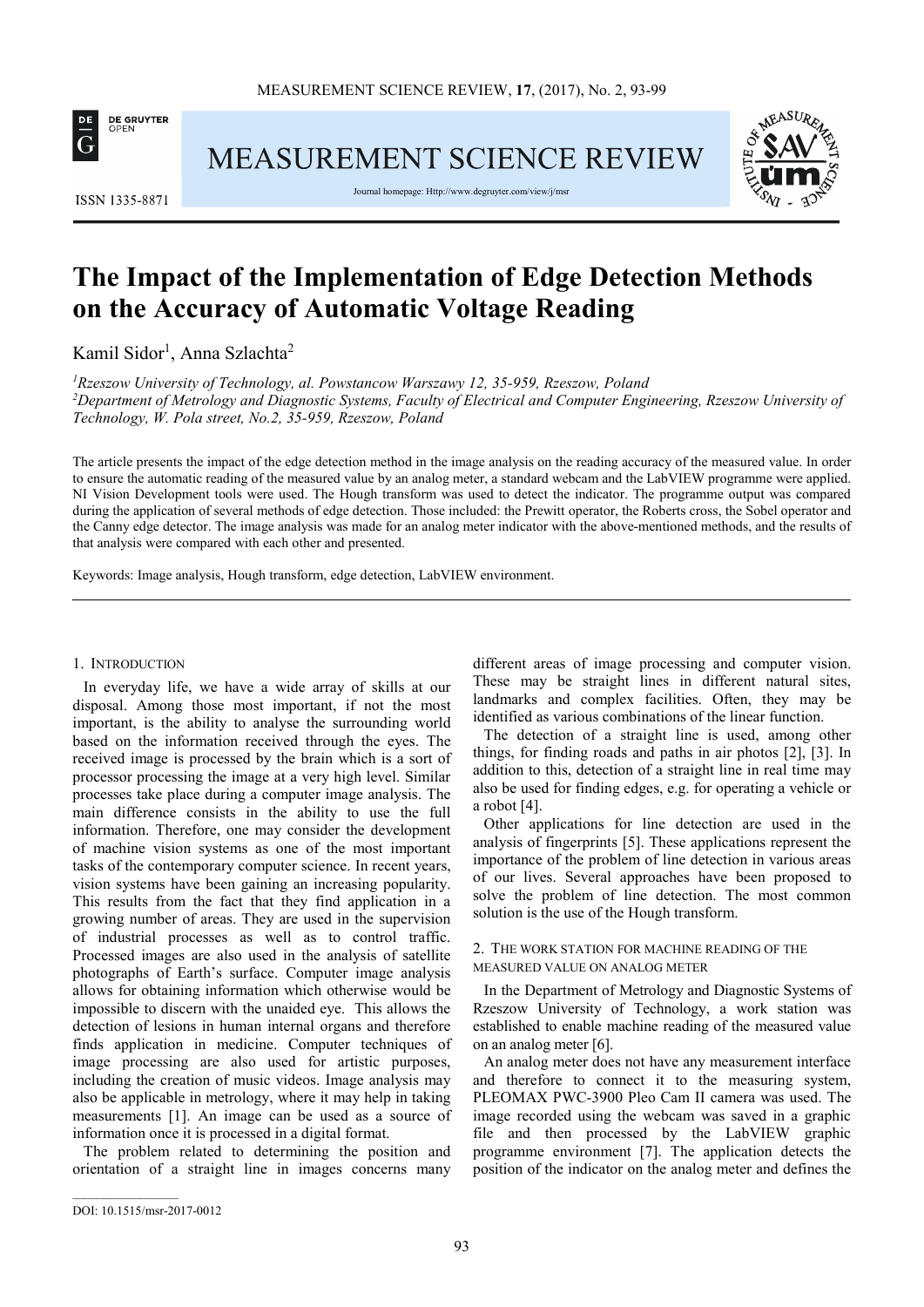# The Impact of the Implementation of Edge Detection Methods on the Accuracy of Automatic Voltage Reading

Kamil Sidor[1], Anna Szlachta[2]

*[1]Rzeszow University of Technology, al. Powstancow Warszawy 12, 35-959, Rzeszow, Poland*
*[2]Department of Metrology and Diagnostic Systems, Faculty of Electrical and Computer Engineering, Rzeszow University of Technology, W. Pola street, No.2, 35-959, Rzeszow, Poland*

The article presents the impact of the edge detection method in the image analysis on the reading accuracy of the measured value. In order to ensure the automatic reading of the measured value by an analog meter, a standard webcam and the LabVIEW programme were applied. NI Vision Development tools were used. The Hough transform was used to detect the indicator. The programme output was compared during the application of several methods of edge detection. Those included: the Prewitt operator, the Roberts cross, the Sobel operator and the Canny edge detector. The image analysis was made for an analog meter indicator with the above-mentioned methods, and the results of that analysis were compared with each other and presented.

Keywords: Image analysis, Hough transform, edge detection, LabVIEW environment.

## 1. Introduction

In everyday life, we have a wide array of skills at our disposal. Among those most important, if not the most important, is the ability to analyse the surrounding world based on the information received through the eyes. The received image is processed by the brain which is a sort of processor processing the image at a very high level. Similar processes take place during a computer image analysis. The main difference consists in the ability to use the full information. Therefore, one may consider the development of machine vision systems as one of the most important tasks of the contemporary computer science. In recent years, vision systems have been gaining an increasing popularity. This results from the fact that they find application in a growing number of areas. They are used in the supervision of industrial processes as well as to control traffic. Processed images are also used in the analysis of satellite photographs of Earth's surface. Computer image analysis allows for obtaining information which otherwise would be impossible to discern with the unaided eye. This allows the detection of lesions in human internal organs and therefore finds application in medicine. Computer techniques of image processing are also used for artistic purposes, including the creation of music videos. Image analysis may also be applicable in metrology, where it may help in taking measurements [1]. An image can be used as a source of information once it is processed in a digital format.

The problem related to determining the position and orientation of a straight line in images concerns many different areas of image processing and computer vision. These may be straight lines in different natural sites, landmarks and complex facilities. Often, they may be identified as various combinations of the linear function.

The detection of a straight line is used, among other things, for finding roads and paths in air photos [2], [3]. In addition to this, detection of a straight line in real time may also be used for finding edges, e.g. for operating a vehicle or a robot [4].

Other applications for line detection are used in the analysis of fingerprints [5]. These applications represent the importance of the problem of line detection in various areas of our lives. Several approaches have been proposed to solve the problem of line detection. The most common solution is the use of the Hough transform.

## 2. The work station for machine reading of the measured value on analog meter

In the Department of Metrology and Diagnostic Systems of Rzeszow University of Technology, a work station was established to enable machine reading of the measured value on an analog meter [6].

An analog meter does not have any measurement interface and therefore to connect it to the measuring system, PLEOMAX PWC-3900 Pleo Cam II camera was used. The image recorded using the webcam was saved in a graphic file and then processed by the LabVIEW graphic programme environment [7]. The application detects the position of the indicator on the analog meter and defines the

DOI: 10.1515/msr-2017-0012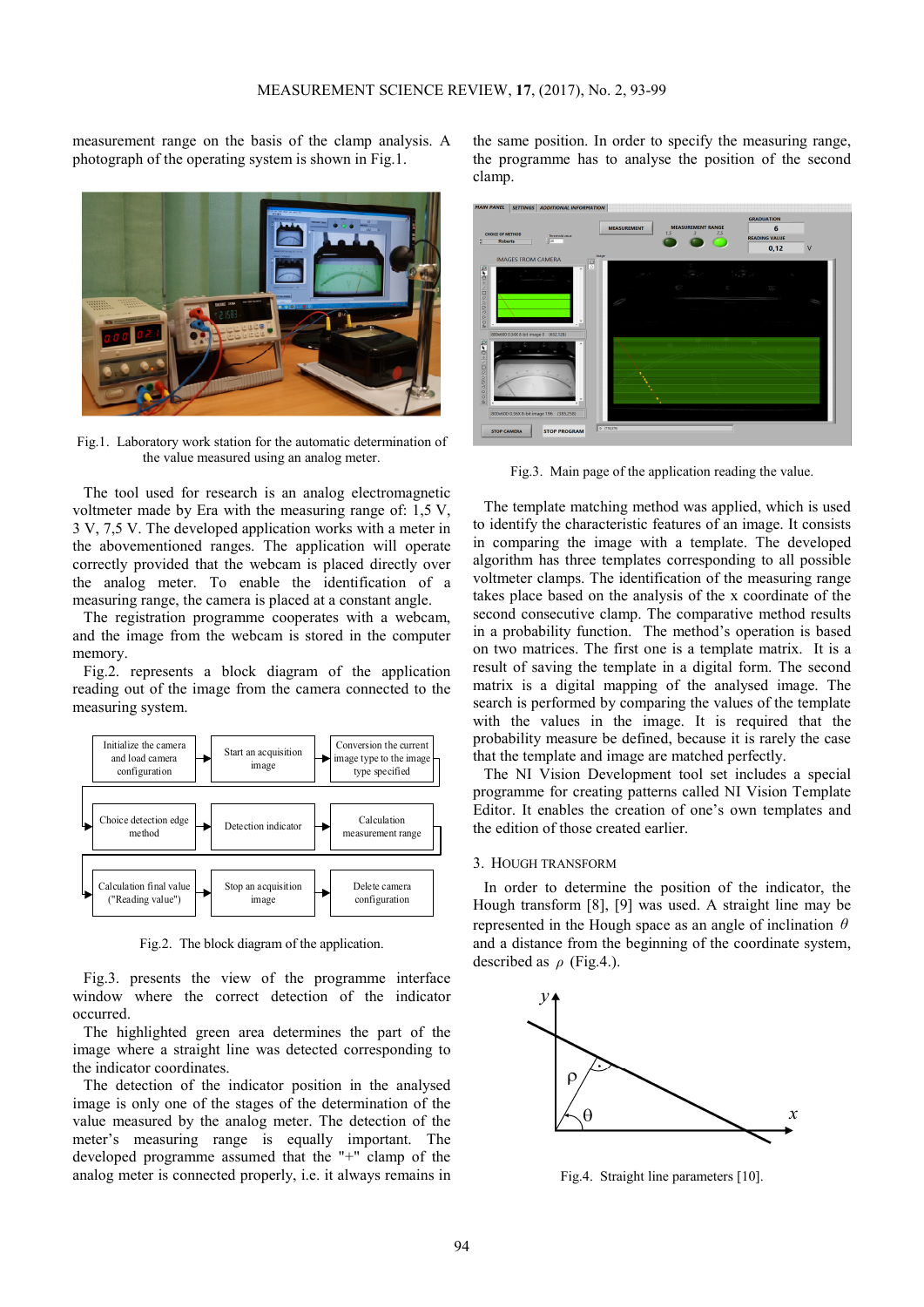measurement range on the basis of the clamp analysis. A photograph of the operating system is shown in Fig.1.

Fig.1. Laboratory work station for the automatic determination of the value measured using an analog meter.

The tool used for research is an analog electromagnetic voltmeter made by Era with the measuring range of: 1,5 V, 3 V, 7,5 V. The developed application works with a meter in the abovementioned ranges. The application will operate correctly provided that the webcam is placed directly over the analog meter. To enable the identification of a measuring range, the camera is placed at a constant angle.

The registration programme cooperates with a webcam, and the image from the webcam is stored in the computer memory.

Fig.2. represents a block diagram of the application reading out of the image from the camera connected to the measuring system.

Initialize the camera and load camera configuration → Start an acquisition image → Conversion the current image type to the image type specified

Choice detection edge method → Detection indicator → Calculation measurement range

Calculation final value ("Reading value") → Stop an acquisition image → Delete camera configuration

Fig.2. The block diagram of the application.

Fig.3. presents the view of the programme interface window where the correct detection of the indicator occurred.

The highlighted green area determines the part of the image where a straight line was detected corresponding to the indicator coordinates.

The detection of the indicator position in the analysed image is only one of the stages of the determination of the value measured by the analog meter. The detection of the meter's measuring range is equally important. The developed programme assumed that the "+" clamp of the analog meter is connected properly, i.e. it always remains in the same position. In order to specify the measuring range, the programme has to analyse the position of the second clamp.

Fig.3. Main page of the application reading the value.

The template matching method was applied, which is used to identify the characteristic features of an image. It consists in comparing the image with a template. The developed algorithm has three templates corresponding to all possible voltmeter clamps. The identification of the measuring range takes place based on the analysis of the x coordinate of the second consecutive clamp. The comparative method results in a probability function. The method's operation is based on two matrices. The first one is a template matrix. It is a result of saving the template in a digital form. The second matrix is a digital mapping of the analysed image. The search is performed by comparing the values of the template with the values in the image. It is required that the probability measure be defined, because it is rarely the case that the template and image are matched perfectly.

The NI Vision Development tool set includes a special programme for creating patterns called NI Vision Template Editor. It enables the creation of one's own templates and the edition of those created earlier.

## 3. Hough transform

In order to determine the position of the indicator, the Hough transform [8], [9] was used. A straight line may be represented in the Hough space as an angle of inclination $\theta$ and a distance from the beginning of the coordinate system, described as $\rho$ (Fig.4.).

Fig.4. Straight line parameters [10].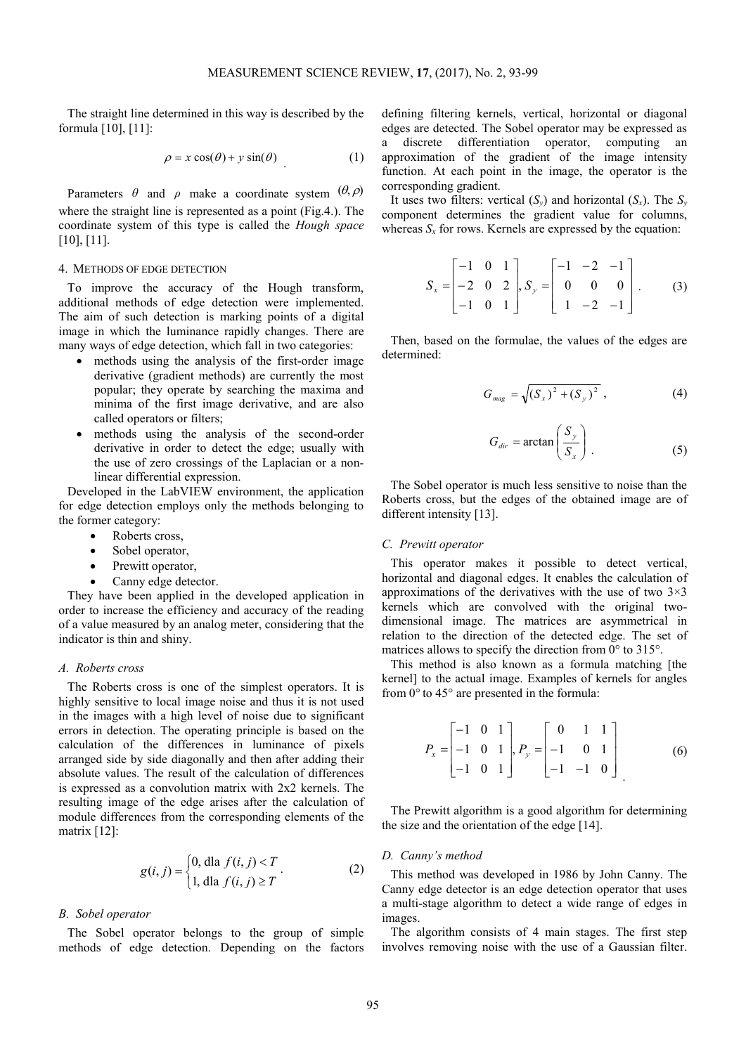The straight line determined in this way is described by the formula [10], [11]:

$$\rho = x\cos(\theta) + y\sin(\theta) \quad (1)$$

Parameters $\theta$ and $\rho$ make a coordinate system $(\theta, \rho)$ where the straight line is represented as a point (Fig.4.). The coordinate system of this type is called the *Hough space* [10], [11].

## 4. Methods of edge detection

To improve the accuracy of the Hough transform, additional methods of edge detection were implemented. The aim of such detection is marking points of a digital image in which the luminance rapidly changes. There are many ways of edge detection, which fall in two categories:

- methods using the analysis of the first-order image derivative (gradient methods) are currently the most popular; they operate by searching the maxima and minima of the first image derivative, and are also called operators or filters;
- methods using the analysis of the second-order derivative in order to detect the edge; usually with the use of zero crossings of the Laplacian or a non-linear differential expression.

Developed in the LabVIEW environment, the application for edge detection employs only the methods belonging to the former category:

- Roberts cross,
- Sobel operator,
- Prewitt operator,
- Canny edge detector.

They have been applied in the developed application in order to increase the efficiency and accuracy of the reading of a value measured by an analog meter, considering that the indicator is thin and shiny.

### *A. Roberts cross*

The Roberts cross is one of the simplest operators. It is highly sensitive to local image noise and thus it is not used in the images with a high level of noise due to significant errors in detection. The operating principle is based on the calculation of the differences in luminance of pixels arranged side by side diagonally and then after adding their absolute values. The result of the calculation of differences is expressed as a convolution matrix with 2x2 kernels. The resulting image of the edge arises after the calculation of module differences from the corresponding elements of the matrix [12]:

$$g(i,j) = \begin{cases} 0, \text{ dla } f(i,j) < T \\ 1, \text{ dla } f(i,j) \geq T \end{cases}. \quad (2)$$

### *B. Sobel operator*

The Sobel operator belongs to the group of simple methods of edge detection. Depending on the factors defining filtering kernels, vertical, horizontal or diagonal edges are detected. The Sobel operator may be expressed as a discrete differentiation operator, computing an approximation of the gradient of the image intensity function. At each point in the image, the operator is the corresponding gradient.

It uses two filters: vertical ($S_y$) and horizontal ($S_x$). The $S_y$ component determines the gradient value for columns, whereas $S_x$ for rows. Kernels are expressed by the equation:

$$S_x = \begin{bmatrix} -1 & 0 & 1 \\ -2 & 0 & 2 \\ -1 & 0 & 1 \end{bmatrix}, S_y = \begin{bmatrix} -1 & -2 & -1 \\ 0 & 0 & 0 \\ 1 & -2 & -1 \end{bmatrix}. \quad (3)$$

Then, based on the formulae, the values of the edges are determined:

$$G_{mag} = \sqrt{(S_x)^2 + (S_y)^2}, \quad (4)$$

$$G_{dir} = \arctan\left(\frac{S_y}{S_x}\right). \quad (5)$$

The Sobel operator is much less sensitive to noise than the Roberts cross, but the edges of the obtained image are of different intensity [13].

### *C. Prewitt operator*

This operator makes it possible to detect vertical, horizontal and diagonal edges. It enables the calculation of approximations of the derivatives with the use of two 3×3 kernels which are convolved with the original two-dimensional image. The matrices are asymmetrical in relation to the direction of the detected edge. The set of matrices allows to specify the direction from 0° to 315°.

This method is also known as a formula matching [the kernel] to the actual image. Examples of kernels for angles from 0° to 45° are presented in the formula:

$$P_x = \begin{bmatrix} -1 & 0 & 1 \\ -1 & 0 & 1 \\ -1 & 0 & 1 \end{bmatrix}, P_y = \begin{bmatrix} 0 & 1 & 1 \\ -1 & 0 & 1 \\ -1 & -1 & 0 \end{bmatrix}. \quad (6)$$

The Prewitt algorithm is a good algorithm for determining the size and the orientation of the edge [14].

### *D. Canny's method*

This method was developed in 1986 by John Canny. The Canny edge detector is an edge detection operator that uses a multi-stage algorithm to detect a wide range of edges in images.

The algorithm consists of 4 main stages. The first step involves removing noise with the use of a Gaussian filter.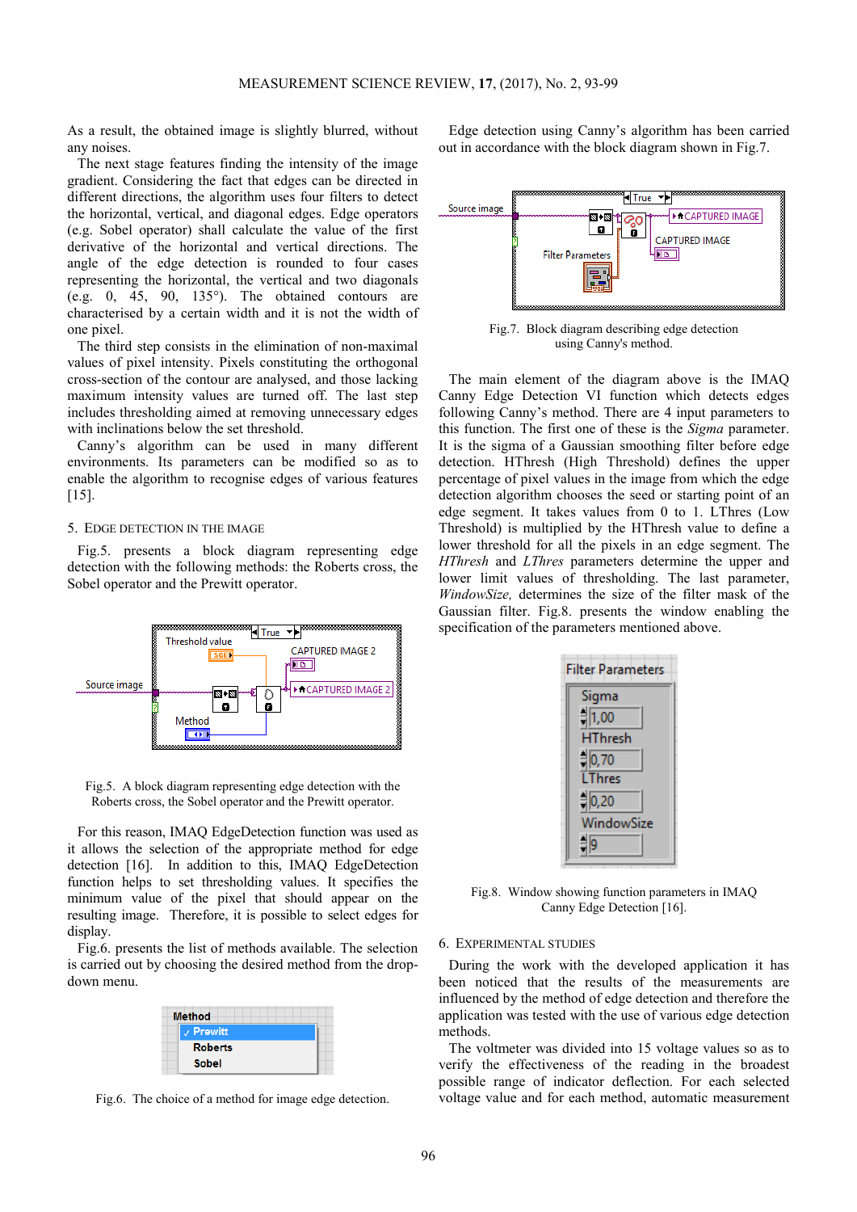As a result, the obtained image is slightly blurred, without any noises.

The next stage features finding the intensity of the image gradient. Considering the fact that edges can be directed in different directions, the algorithm uses four filters to detect the horizontal, vertical, and diagonal edges. Edge operators (e.g. Sobel operator) shall calculate the value of the first derivative of the horizontal and vertical directions. The angle of the edge detection is rounded to four cases representing the horizontal, the vertical and two diagonals (e.g. 0, 45, 90, 135°). The obtained contours are characterised by a certain width and it is not the width of one pixel.

The third step consists in the elimination of non-maximal values of pixel intensity. Pixels constituting the orthogonal cross-section of the contour are analysed, and those lacking maximum intensity values are turned off. The last step includes thresholding aimed at removing unnecessary edges with inclinations below the set threshold.

Canny's algorithm can be used in many different environments. Its parameters can be modified so as to enable the algorithm to recognise edges of various features [15].

## 5. Edge detection in the image

Fig.5. presents a block diagram representing edge detection with the following methods: the Roberts cross, the Sobel operator and the Prewitt operator.

Fig.5. A block diagram representing edge detection with the Roberts cross, the Sobel operator and the Prewitt operator.

For this reason, IMAQ EdgeDetection function was used as it allows the selection of the appropriate method for edge detection [16]. In addition to this, IMAQ EdgeDetection function helps to set thresholding values. It specifies the minimum value of the pixel that should appear on the resulting image. Therefore, it is possible to select edges for display.

Fig.6. presents the list of methods available. The selection is carried out by choosing the desired method from the drop-down menu.

Fig.6. The choice of a method for image edge detection.

Edge detection using Canny's algorithm has been carried out in accordance with the block diagram shown in Fig.7.

Fig.7. Block diagram describing edge detection using Canny's method.

The main element of the diagram above is the IMAQ Canny Edge Detection VI function which detects edges following Canny's method. There are 4 input parameters to this function. The first one of these is the *Sigma* parameter. It is the sigma of a Gaussian smoothing filter before edge detection. HThresh (High Threshold) defines the upper percentage of pixel values in the image from which the edge detection algorithm chooses the seed or starting point of an edge segment. It takes values from 0 to 1. LThres (Low Threshold) is multiplied by the HThresh value to define a lower threshold for all the pixels in an edge segment. The *HThresh* and *LThres* parameters determine the upper and lower limit values of thresholding. The last parameter, *WindowSize,* determines the size of the filter mask of the Gaussian filter. Fig.8. presents the window enabling the specification of the parameters mentioned above.

Fig.8. Window showing function parameters in IMAQ Canny Edge Detection [16].

## 6. Experimental studies

During the work with the developed application it has been noticed that the results of the measurements are influenced by the method of edge detection and therefore the application was tested with the use of various edge detection methods.

The voltmeter was divided into 15 voltage values so as to verify the effectiveness of the reading in the broadest possible range of indicator deflection. For each selected voltage value and for each method, automatic measurement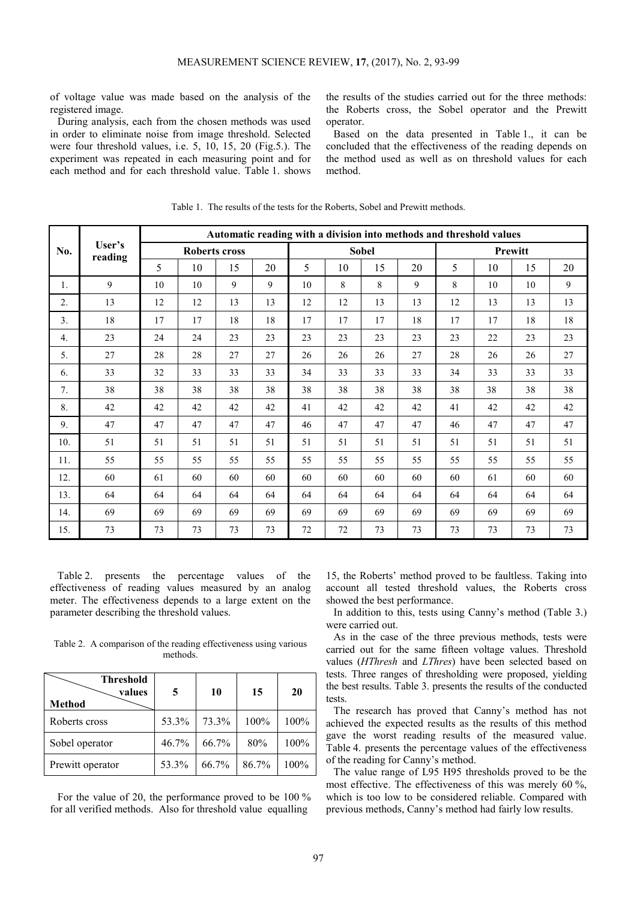of voltage value was made based on the analysis of the registered image.

During analysis, each from the chosen methods was used in order to eliminate noise from image threshold. Selected were four threshold values, i.e. 5, 10, 15, 20 (Fig.5.). The experiment was repeated in each measuring point and for each method and for each threshold value. Table 1. shows the results of the studies carried out for the three methods: the Roberts cross, the Sobel operator and the Prewitt operator.

Based on the data presented in Table 1., it can be concluded that the effectiveness of the reading depends on the method used as well as on threshold values for each method.

Table 1. The results of the tests for the Roberts, Sobel and Prewitt methods.

| No. | User's reading | Automatic reading with a division into methods and threshold values | | | | | | | | | | | |
|---|---|---|---|---|---|---|---|---|---|---|---|---|---|
| | | Roberts cross | | | | Sobel | | | | Prewitt | | | |
| | | 5 | 10 | 15 | 20 | 5 | 10 | 15 | 20 | 5 | 10 | 15 | 20 |
| 1. | 9 | 10 | 10 | 9 | 9 | 10 | 8 | 8 | 9 | 8 | 10 | 10 | 9 |
| 2. | 13 | 12 | 12 | 13 | 13 | 12 | 12 | 13 | 13 | 12 | 13 | 13 | 13 |
| 3. | 18 | 17 | 17 | 18 | 18 | 17 | 17 | 17 | 18 | 17 | 17 | 18 | 18 |
| 4. | 23 | 24 | 24 | 23 | 23 | 23 | 23 | 23 | 23 | 23 | 22 | 23 | 23 |
| 5. | 27 | 28 | 28 | 27 | 27 | 26 | 26 | 26 | 27 | 28 | 26 | 26 | 27 |
| 6. | 33 | 32 | 33 | 33 | 33 | 34 | 33 | 33 | 33 | 34 | 33 | 33 | 33 |
| 7. | 38 | 38 | 38 | 38 | 38 | 38 | 38 | 38 | 38 | 38 | 38 | 38 | 38 |
| 8. | 42 | 42 | 42 | 42 | 42 | 41 | 42 | 42 | 42 | 41 | 42 | 42 | 42 |
| 9. | 47 | 47 | 47 | 47 | 47 | 46 | 47 | 47 | 47 | 46 | 47 | 47 | 47 |
| 10. | 51 | 51 | 51 | 51 | 51 | 51 | 51 | 51 | 51 | 51 | 51 | 51 | 51 |
| 11. | 55 | 55 | 55 | 55 | 55 | 55 | 55 | 55 | 55 | 55 | 55 | 55 | 55 |
| 12. | 60 | 61 | 60 | 60 | 60 | 60 | 60 | 60 | 60 | 60 | 61 | 60 | 60 |
| 13. | 64 | 64 | 64 | 64 | 64 | 64 | 64 | 64 | 64 | 64 | 64 | 64 | 64 |
| 14. | 69 | 69 | 69 | 69 | 69 | 69 | 69 | 69 | 69 | 69 | 69 | 69 | 69 |
| 15. | 73 | 73 | 73 | 73 | 73 | 72 | 72 | 73 | 73 | 73 | 73 | 73 | 73 |

Table 2. presents the percentage values of the effectiveness of reading values measured by an analog meter. The effectiveness depends to a large extent on the parameter describing the threshold values.

Table 2. A comparison of the reading effectiveness using various methods.

| Method \ Threshold values | 5 | 10 | 15 | 20 |
|---|---|---|---|---|
| Roberts cross | 53.3% | 73.3% | 100% | 100% |
| Sobel operator | 46.7% | 66.7% | 80% | 100% |
| Prewitt operator | 53.3% | 66.7% | 86.7% | 100% |

For the value of 20, the performance proved to be 100 % for all verified methods. Also for threshold value equalling 15, the Roberts' method proved to be faultless. Taking into account all tested threshold values, the Roberts cross showed the best performance.

In addition to this, tests using Canny's method (Table 3.) were carried out.

As in the case of the three previous methods, tests were carried out for the same fifteen voltage values. Threshold values (*HThresh* and *LThres*) have been selected based on tests. Three ranges of thresholding were proposed, yielding the best results. Table 3. presents the results of the conducted tests.

The research has proved that Canny's method has not achieved the expected results as the results of this method gave the worst reading results of the measured value. Table 4. presents the percentage values of the effectiveness of the reading for Canny's method.

The value range of L95 H95 thresholds proved to be the most effective. The effectiveness of this was merely 60 %, which is too low to be considered reliable. Compared with previous methods, Canny's method had fairly low results.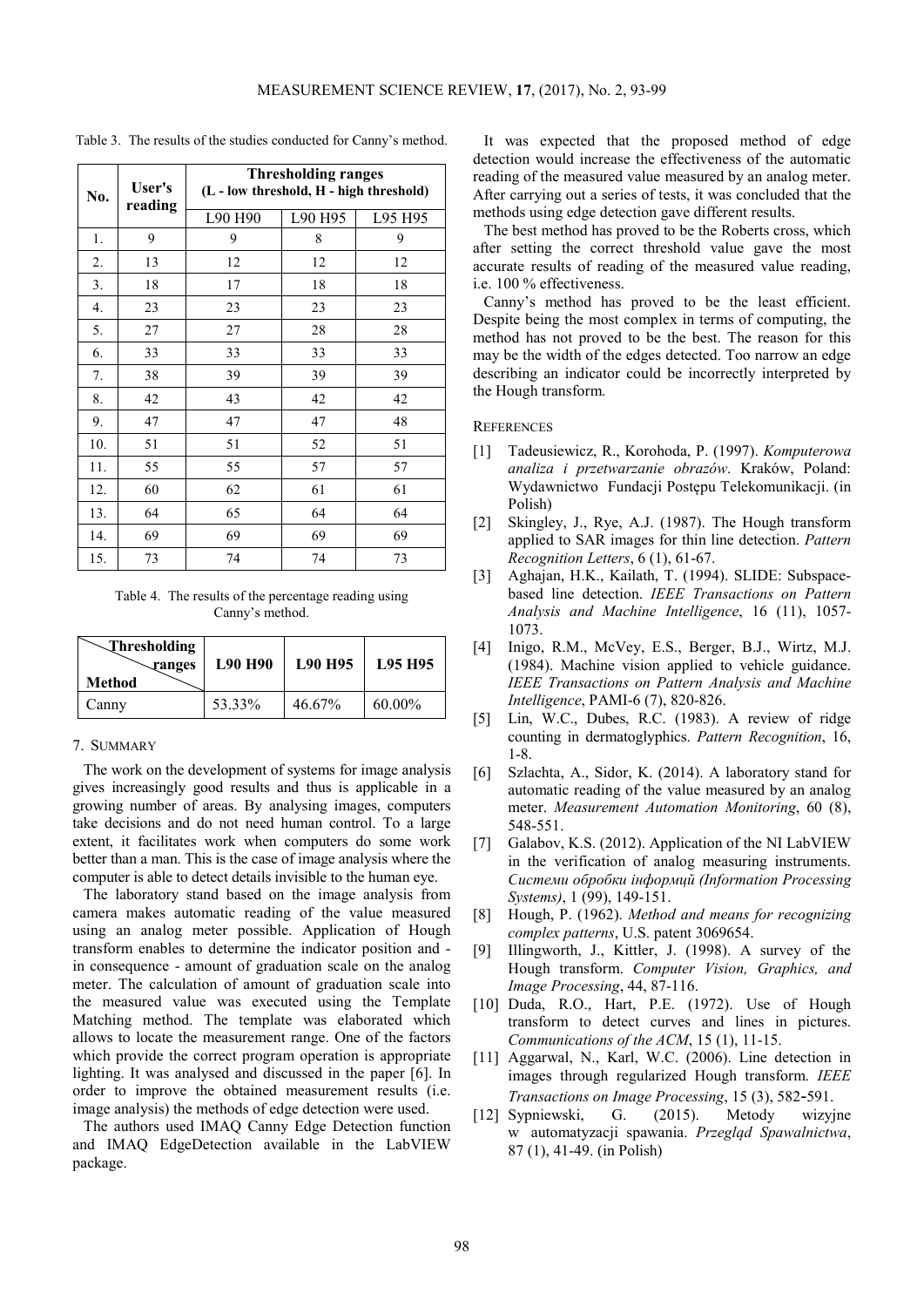Table 3. The results of the studies conducted for Canny's method.

| No. | User's reading | Thresholding ranges (L - low threshold, H - high threshold) | | |
|---|---|---|---|---|
| | | L90 H90 | L90 H95 | L95 H95 |
| 1. | 9 | 9 | 8 | 9 |
| 2. | 13 | 12 | 12 | 12 |
| 3. | 18 | 17 | 18 | 18 |
| 4. | 23 | 23 | 23 | 23 |
| 5. | 27 | 27 | 28 | 28 |
| 6. | 33 | 33 | 33 | 33 |
| 7. | 38 | 39 | 39 | 39 |
| 8. | 42 | 43 | 42 | 42 |
| 9. | 47 | 47 | 47 | 48 |
| 10. | 51 | 51 | 52 | 51 |
| 11. | 55 | 55 | 57 | 57 |
| 12. | 60 | 62 | 61 | 61 |
| 13. | 64 | 65 | 64 | 64 |
| 14. | 69 | 69 | 69 | 69 |
| 15. | 73 | 74 | 74 | 73 |

Table 4. The results of the percentage reading using Canny's method.

| Method \ Thresholding ranges | L90 H90 | L90 H95 | L95 H95 |
|---|---|---|---|
| Canny | 53.33% | 46.67% | 60.00% |

## 7. Summary

The work on the development of systems for image analysis gives increasingly good results and thus is applicable in a growing number of areas. By analysing images, computers take decisions and do not need human control. To a large extent, it facilitates work when computers do some work better than a man. This is the case of image analysis where the computer is able to detect details invisible to the human eye.

The laboratory stand based on the image analysis from camera makes automatic reading of the value measured using an analog meter possible. Application of Hough transform enables to determine the indicator position and - in consequence - amount of graduation scale on the analog meter. The calculation of amount of graduation scale into the measured value was executed using the Template Matching method. The template was elaborated which allows to locate the measurement range. One of the factors which provide the correct program operation is appropriate lighting. It was analysed and discussed in the paper [6]. In order to improve the obtained measurement results (i.e. image analysis) the methods of edge detection were used.

The authors used IMAQ Canny Edge Detection function and IMAQ EdgeDetection available in the LabVIEW package.

It was expected that the proposed method of edge detection would increase the effectiveness of the automatic reading of the measured value measured by an analog meter. After carrying out a series of tests, it was concluded that the methods using edge detection gave different results.

The best method has proved to be the Roberts cross, which after setting the correct threshold value gave the most accurate results of reading of the measured value reading, i.e. 100 % effectiveness.

Canny's method has proved to be the least efficient. Despite being the most complex in terms of computing, the method has not proved to be the best. The reason for this may be the width of the edges detected. Too narrow an edge describing an indicator could be incorrectly interpreted by the Hough transform.

## References

[1] Tadeusiewicz, R., Korohoda, P. (1997). *Komputerowa analiza i przetwarzanie obrazów*. Kraków, Poland: Wydawnictwo Fundacji Postępu Telekomunikacji. (in Polish)

[2] Skingley, J., Rye, A.J. (1987). The Hough transform applied to SAR images for thin line detection. *Pattern Recognition Letters*, 6 (1), 61-67.

[3] Aghajan, H.K., Kailath, T. (1994). SLIDE: Subspace-based line detection. *IEEE Transactions on Pattern Analysis and Machine Intelligence*, 16 (11), 1057-1073.

[4] Inigo, R.M., McVey, E.S., Berger, B.J., Wirtz, M.J. (1984). Machine vision applied to vehicle guidance. *IEEE Transactions on Pattern Analysis and Machine Intelligence*, PAMI-6 (7), 820-826.

[5] Lin, W.C., Dubes, R.C. (1983). A review of ridge counting in dermatoglyphics. *Pattern Recognition*, 16, 1-8.

[6] Szlachta, A., Sidor, K. (2014). A laboratory stand for automatic reading of the value measured by an analog meter. *Measurement Automation Monitoring*, 60 (8), 548-551.

[7] Galabov, K.S. (2012). Application of the NI LabVIEW in the verification of analog measuring instruments. *Системи обробки інформації (Information Processing Systems)*, 1 (99), 149-151.

[8] Hough, P. (1962). *Method and means for recognizing complex patterns*, U.S. patent 3069654.

[9] Illingworth, J., Kittler, J. (1998). A survey of the Hough transform. *Computer Vision, Graphics, and Image Processing*, 44, 87-116.

[10] Duda, R.O., Hart, P.E. (1972). Use of Hough transform to detect curves and lines in pictures. *Communications of the ACM*, 15 (1), 11-15.

[11] Aggarwal, N., Karl, W.C. (2006). Line detection in images through regularized Hough transform. *IEEE Transactions on Image Processing*, 15 (3), 582-591.

[12] Sypniewski, G. (2015). Metody wizyjne w automatyzacji spawania. *Przegląd Spawalnictwa*, 87 (1), 41-49. (in Polish)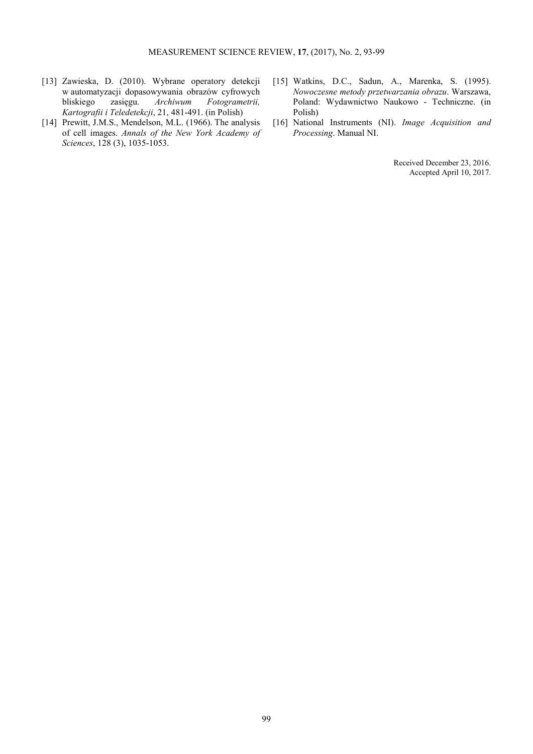[13] Zawieska, D. (2010). Wybrane operatory detekcji w automatyzacji dopasowywania obrazów cyfrowych bliskiego zasięgu. *Archiwum Fotogrametrii, Kartografii i Teledetekcji*, 21, 481-491. (in Polish)

[14] Prewitt, J.M.S., Mendelson, M.L. (1966). The analysis of cell images. *Annals of the New York Academy of Sciences*, 128 (3), 1035-1053.

[15] Watkins, D.C., Sadun, A., Marenka, S. (1995). *Nowoczesne metody przetwarzania obrazu*. Warszawa, Poland: Wydawnictwo Naukowo - Techniczne. (in Polish)

[16] National Instruments (NI). *Image Acquisition and Processing*. Manual NI.

Received December 23, 2016.
Accepted April 10, 2017.